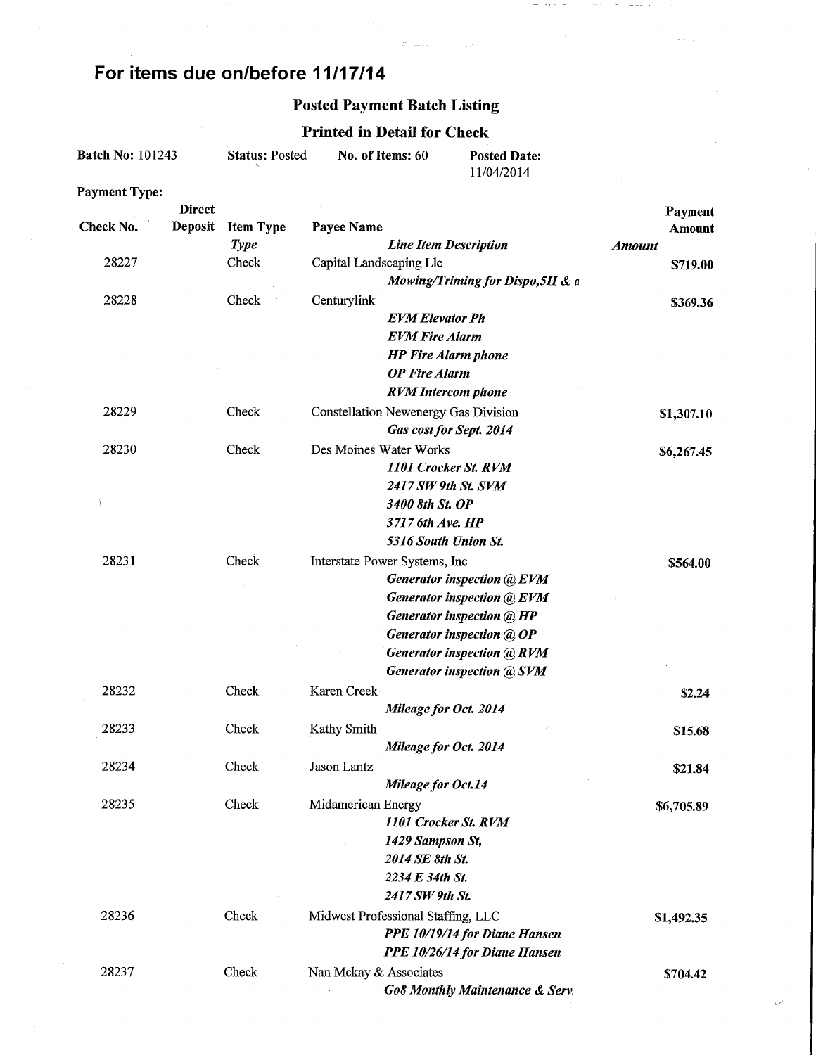# For items due on/before 11/17/14

## Posted Payment Batch Listing

### Printed in Detail for Check

**Batch No:** 101243 **Status:** Posted **No. of Items:** 60 **Posted Date:** 11/04/2014

**Payment Type:**

| Check No. | Direct Deposit | Item Type *Type* | Payee Name *Line Item Description* | *Amount* | Payment Amount |
|---|---|---|---|---|---|
| 28227 | | Check | Capital Landscaping Llc | | $719.00 |
| | | | *Mowing/Triming for Dispo,5H & a* | | |
| 28228 | | Check | Centurylink | | $369.36 |
| | | | *EVM Elevator Ph* | | |
| | | | *EVM Fire Alarm* | | |
| | | | *HP Fire Alarm phone* | | |
| | | | *OP Fire Alarm* | | |
| | | | *RVM Intercom phone* | | |
| 28229 | | Check | Constellation Newenergy Gas Division | | $1,307.10 |
| | | | *Gas cost for Sept. 2014* | | |
| 28230 | | Check | Des Moines Water Works | | $6,267.45 |
| | | | *1101 Crocker St. RVM* | | |
| | | | *2417 SW 9th St. SVM* | | |
| | | | *3400 8th St. OP* | | |
| | | | *3717 6th Ave. HP* | | |
| | | | *5316 South Union St.* | | |
| 28231 | | Check | Interstate Power Systems, Inc | | $564.00 |
| | | | *Generator inspection @ EVM* | | |
| | | | *Generator inspection @ EVM* | | |
| | | | *Generator inspection @ HP* | | |
| | | | *Generator inspection @ OP* | | |
| | | | *Generator inspection @ RVM* | | |
| | | | *Generator inspection @ SVM* | | |
| 28232 | | Check | Karen Creek | | $2.24 |
| | | | *Mileage for Oct. 2014* | | |
| 28233 | | Check | Kathy Smith | | $15.68 |
| | | | *Mileage for Oct. 2014* | | |
| 28234 | | Check | Jason Lantz | | $21.84 |
| | | | *Mileage for Oct.14* | | |
| 28235 | | Check | Midamerican Energy | | $6,705.89 |
| | | | *1101 Crocker St. RVM* | | |
| | | | *1429 Sampson St,* | | |
| | | | *2014 SE 8th St.* | | |
| | | | *2234 E 34th St.* | | |
| | | | *2417 SW 9th St.* | | |
| 28236 | | Check | Midwest Professional Staffing, LLC | | $1,492.35 |
| | | | *PPE 10/19/14 for Diane Hansen* | | |
| | | | *PPE 10/26/14 for Diane Hansen* | | |
| 28237 | | Check | Nan Mckay & Associates | | $704.42 |
| | | | *Go8 Monthly Maintenance & Serv* | | |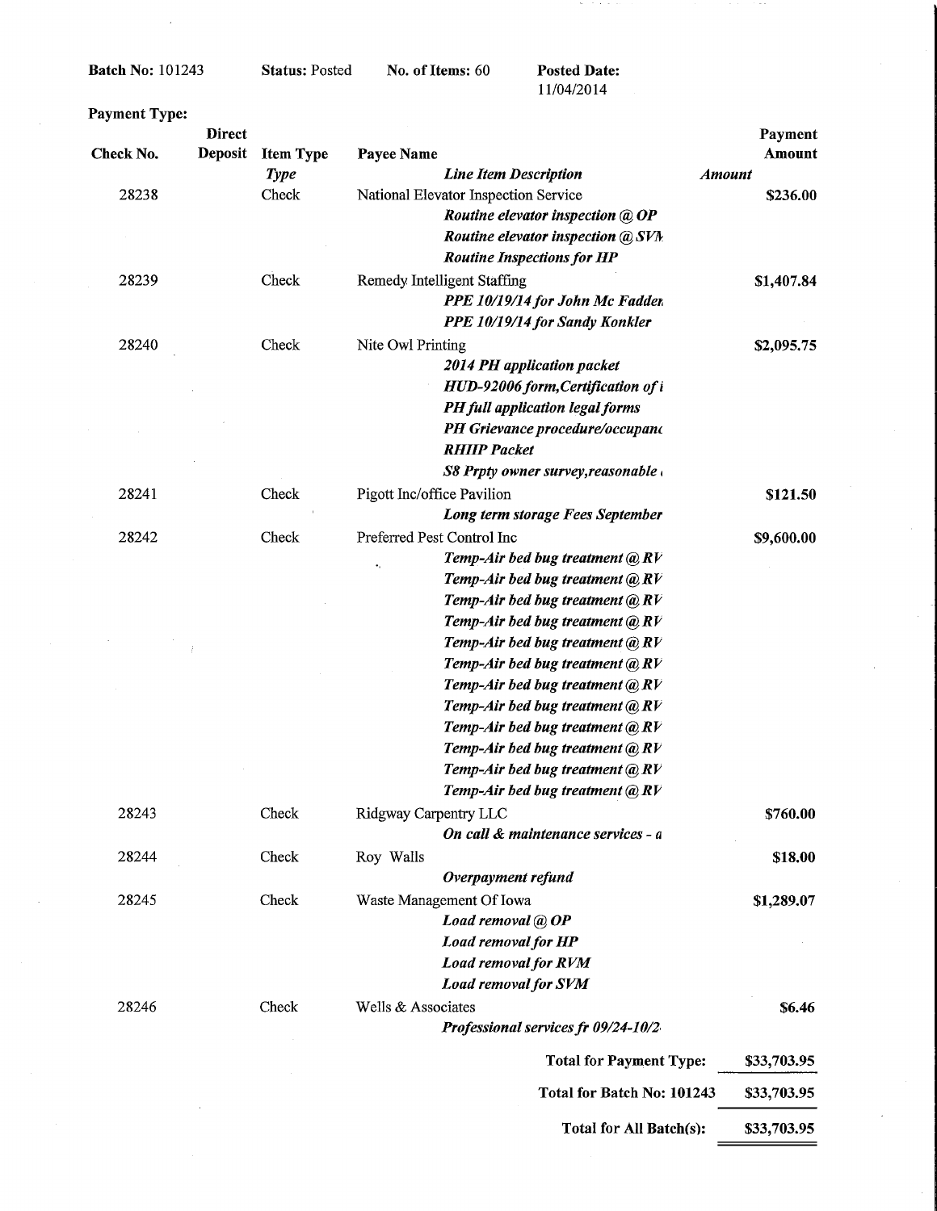**Batch No:** 101243 **Status:** Posted **No. of Items:** 60 **Posted Date:** 11/04/2014

**Payment Type:**

| Check No. | Direct Deposit | Item Type *Type* | Payee Name *Line Item Description* | *Amount* | Payment Amount |
|---|---|---|---|---|---|
| 28238 | | Check | National Elevator Inspection Service | | $236.00 |
| | | | *Routine elevator inspection @ OP* | | |
| | | | *Routine elevator inspection @ SVN* | | |
| | | | *Routine Inspections for HP* | | |
| 28239 | | Check | Remedy Intelligent Staffing | | $1,407.84 |
| | | | *PPE 10/19/14 for John Mc Fadden* | | |
| | | | *PPE 10/19/14 for Sandy Konkler* | | |
| 28240 | | Check | Nite Owl Printing | | $2,095.75 |
| | | | *2014 PH application packet* | | |
| | | | *HUD-92006 form,Certification of i* | | |
| | | | *PH full application legal forms* | | |
| | | | *PH Grievance procedure/occupanc* | | |
| | | | *RHIIP Packet* | | |
| | | | *S8 Prpty owner survey,reasonable* | | |
| 28241 | | Check | Pigott Inc/office Pavilion | | $121.50 |
| | | | *Long term storage Fees September* | | |
| 28242 | | Check | Preferred Pest Control Inc | | $9,600.00 |
| | | | *Temp-Air bed bug treatment @ RV* | | |
| | | | *Temp-Air bed bug treatment @ RV* | | |
| | | | *Temp-Air bed bug treatment @ RV* | | |
| | | | *Temp-Air bed bug treatment @ RV* | | |
| | | | *Temp-Air bed bug treatment @ RV* | | |
| | | | *Temp-Air bed bug treatment @ RV* | | |
| | | | *Temp-Air bed bug treatment @ RV* | | |
| | | | *Temp-Air bed bug treatment @ RV* | | |
| | | | *Temp-Air bed bug treatment @ RV* | | |
| | | | *Temp-Air bed bug treatment @ RV* | | |
| | | | *Temp-Air bed bug treatment @ RV* | | |
| | | | *Temp-Air bed bug treatment @ RV* | | |
| 28243 | | Check | Ridgway Carpentry LLC | | $760.00 |
| | | | *On call & maintenance services - a* | | |
| 28244 | | Check | Roy Walls | | $18.00 |
| | | | *Overpayment refund* | | |
| 28245 | | Check | Waste Management Of Iowa | | $1,289.07 |
| | | | *Load removal @ OP* | | |
| | | | *Load removal for HP* | | |
| | | | *Load removal for RVM* | | |
| | | | *Load removal for SVM* | | |
| 28246 | | Check | Wells & Associates | | $6.46 |
| | | | *Professional services fr 09/24-10/2* | | |

| | |
|---|---|
| **Total for Payment Type:** | $33,703.95 |
| **Total for Batch No: 101243** | $33,703.95 |
| **Total for All Batch(s):** | $33,703.95 |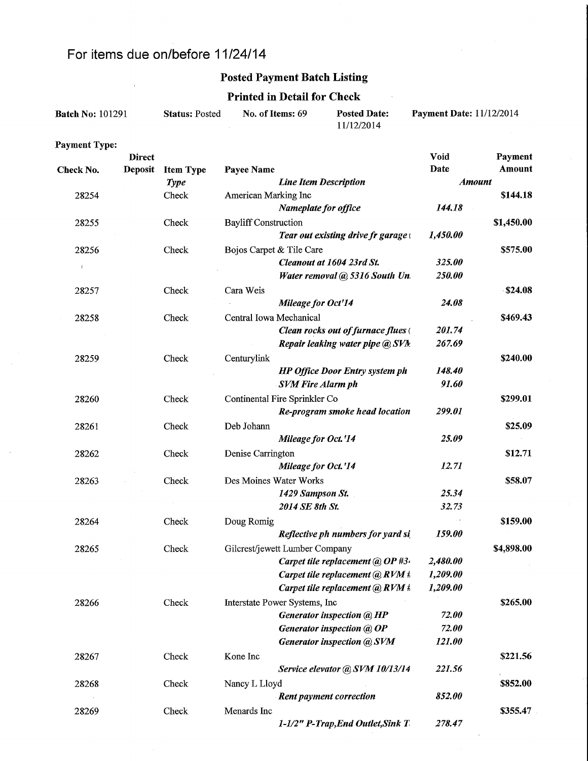For items due on/before 11/24/14

## Posted Payment Batch Listing

### Printed in Detail for Check

**Batch No:** 101291 **Status:** Posted **No. of Items:** 69 **Posted Date:** 11/12/2014 **Payment Date:** 11/12/2014

**Payment Type:**

| Check No. | Direct Deposit | Item Type / *Type* | Payee Name / *Line Item Description* | Void Date / *Amount* | Payment Amount |
|---|---|---|---|---|---|
| 28254 | | Check | American Marking Inc | | $144.18 |
| | | | *Nameplate for office* | *144.18* | |
| 28255 | | Check | Bayliff Construction | | $1,450.00 |
| | | | *Tear out existing drive fr garage (* | *1,450.00* | |
| 28256 | | Check | Bojos Carpet & Tile Care | | $575.00 |
| | | | *Cleanout at 1604 23rd St.* | *325.00* | |
| | | | *Water removal @ 5316 South Un.* | *250.00* | |
| 28257 | | Check | Cara Weis | | $24.08 |
| | | | *Mileage for Oct'14* | *24.08* | |
| 28258 | | Check | Central Iowa Mechanical | | $469.43 |
| | | | *Clean rocks out of furnace flues (* | *201.74* | |
| | | | *Repair leaking water pipe @ SVM* | *267.69* | |
| 28259 | | Check | Centurylink | | $240.00 |
| | | | *HP Office Door Entry system ph* | *148.40* | |
| | | | *SVM Fire Alarm ph* | *91.60* | |
| 28260 | | Check | Continental Fire Sprinkler Co | | $299.01 |
| | | | *Re-program smoke head location* | *299.01* | |
| 28261 | | Check | Deb Johann | | $25.09 |
| | | | *Mileage for Oct.'14* | *25.09* | |
| 28262 | | Check | Denise Carrington | | $12.71 |
| | | | *Mileage for Oct.'14* | *12.71* | |
| 28263 | | Check | Des Moines Water Works | | $58.07 |
| | | | *1429 Sampson St.* | *25.34* | |
| | | | *2014 SE 8th St.* | *32.73* | |
| 28264 | | Check | Doug Romig | | $159.00 |
| | | | *Reflective ph numbers for yard si* | *159.00* | |
| 28265 | | Check | Gilcrest/jewett Lumber Company | | $4,898.00 |
| | | | *Carpet tile replacement @ OP #3* | *2,480.00* | |
| | | | *Carpet tile replacement @ RVM #* | *1,209.00* | |
| | | | *Carpet tile replacement @ RVM #* | *1,209.00* | |
| 28266 | | Check | Interstate Power Systems, Inc | | $265.00 |
| | | | *Generator inspection @ HP* | *72.00* | |
| | | | *Generator inspection @ OP* | *72.00* | |
| | | | *Generator inspection @ SVM* | *121.00* | |
| 28267 | | Check | Kone Inc | | $221.56 |
| | | | *Service elevator @ SVM 10/13/14* | *221.56* | |
| 28268 | | Check | Nancy L Lloyd | | $852.00 |
| | | | *Rent payment correction* | *852.00* | |
| 28269 | | Check | Menards Inc | | $355.47 |
| | | | *1-1/2" P-Trap,End Outlet,Sink T* | *278.47* | |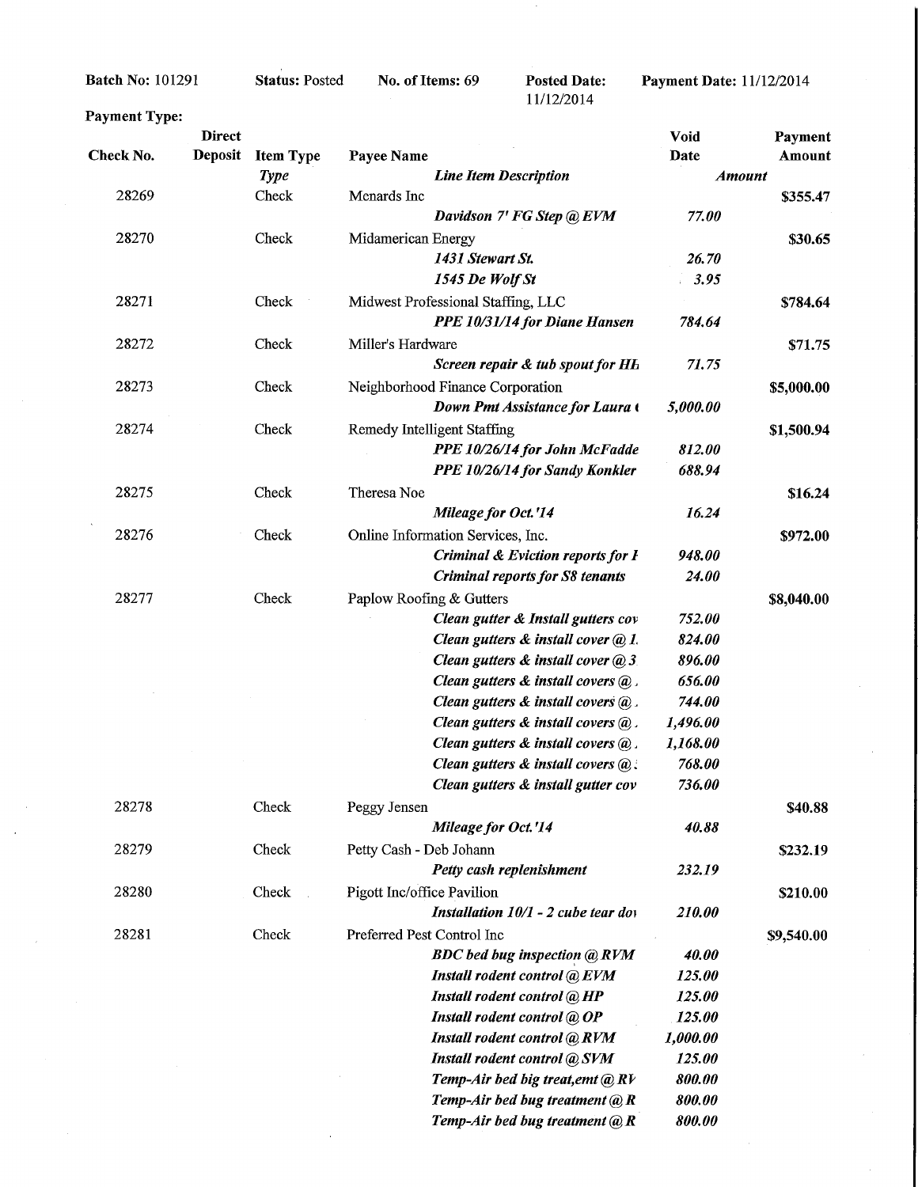**Batch No:** 101291 **Status:** Posted **No. of Items:** 69 **Posted Date:** 11/12/2014 **Payment Date:** 11/12/2014

**Payment Type:**

| Check No. | Direct Deposit | Item Type / *Type* | Payee Name / *Line Item Description* | Void Date / *Amount* | Payment Amount |
|---|---|---|---|---|---|
| 28269 | | Check | Menards Inc | | **$355.47** |
| | | | ***Davidson 7' FG Step @ EVM*** | ***77.00*** | |
| 28270 | | Check | Midamerican Energy | | **$30.65** |
| | | | ***1431 Stewart St.*** | ***26.70*** | |
| | | | ***1545 De Wolf St*** | ***3.95*** | |
| 28271 | | Check | Midwest Professional Staffing, LLC | | **$784.64** |
| | | | ***PPE 10/31/14 for Diane Hansen*** | ***784.64*** | |
| 28272 | | Check | Miller's Hardware | | **$71.75** |
| | | | ***Screen repair & tub spout for HL*** | ***71.75*** | |
| 28273 | | Check | Neighborhood Finance Corporation | | **$5,000.00** |
| | | | ***Down Pmt Assistance for Laura (*** | ***5,000.00*** | |
| 28274 | | Check | Remedy Intelligent Staffing | | **$1,500.94** |
| | | | ***PPE 10/26/14 for John McFadde*** | ***812.00*** | |
| | | | ***PPE 10/26/14 for Sandy Konkler*** | ***688.94*** | |
| 28275 | | Check | Theresa Noe | | **$16.24** |
| | | | ***Mileage for Oct.'14*** | ***16.24*** | |
| 28276 | | Check | Online Information Services, Inc. | | **$972.00** |
| | | | ***Criminal & Eviction reports for I*** | ***948.00*** | |
| | | | ***Criminal reports for S8 tenants*** | ***24.00*** | |
| 28277 | | Check | Paplow Roofing & Gutters | | **$8,040.00** |
| | | | ***Clean gutter & Install gutters cov*** | ***752.00*** | |
| | | | ***Clean gutters & install cover @ 1.*** | ***824.00*** | |
| | | | ***Clean gutters & install cover @ 3*** | ***896.00*** | |
| | | | ***Clean gutters & install covers @ .*** | ***656.00*** | |
| | | | ***Clean gutters & install covers @ .*** | ***744.00*** | |
| | | | ***Clean gutters & install covers @ .*** | ***1,496.00*** | |
| | | | ***Clean gutters & install covers @ .*** | ***1,168.00*** | |
| | | | ***Clean gutters & install covers @ :*** | ***768.00*** | |
| | | | ***Clean gutters & install gutter cov*** | ***736.00*** | |
| 28278 | | Check | Peggy Jensen | | **$40.88** |
| | | | ***Mileage for Oct.'14*** | ***40.88*** | |
| 28279 | | Check | Petty Cash - Deb Johann | | **$232.19** |
| | | | ***Petty cash replenishment*** | ***232.19*** | |
| 28280 | | Check | Pigott Inc/office Pavilion | | **$210.00** |
| | | | ***Installation 10/1 - 2 cube tear do*** | ***210.00*** | |
| 28281 | | Check | Preferred Pest Control Inc | | **$9,540.00** |
| | | | ***BDC bed bug inspection @ RVM*** | ***40.00*** | |
| | | | ***Install rodent control @ EVM*** | ***125.00*** | |
| | | | ***Install rodent control @ HP*** | ***125.00*** | |
| | | | ***Install rodent control @ OP*** | ***125.00*** | |
| | | | ***Install rodent control @ RVM*** | ***1,000.00*** | |
| | | | ***Install rodent control @ SVM*** | ***125.00*** | |
| | | | ***Temp-Air bed big treat,emt @ RV*** | ***800.00*** | |
| | | | ***Temp-Air bed bug treatment @ R*** | ***800.00*** | |
| | | | ***Temp-Air bed bug treatment @ R*** | ***800.00*** | |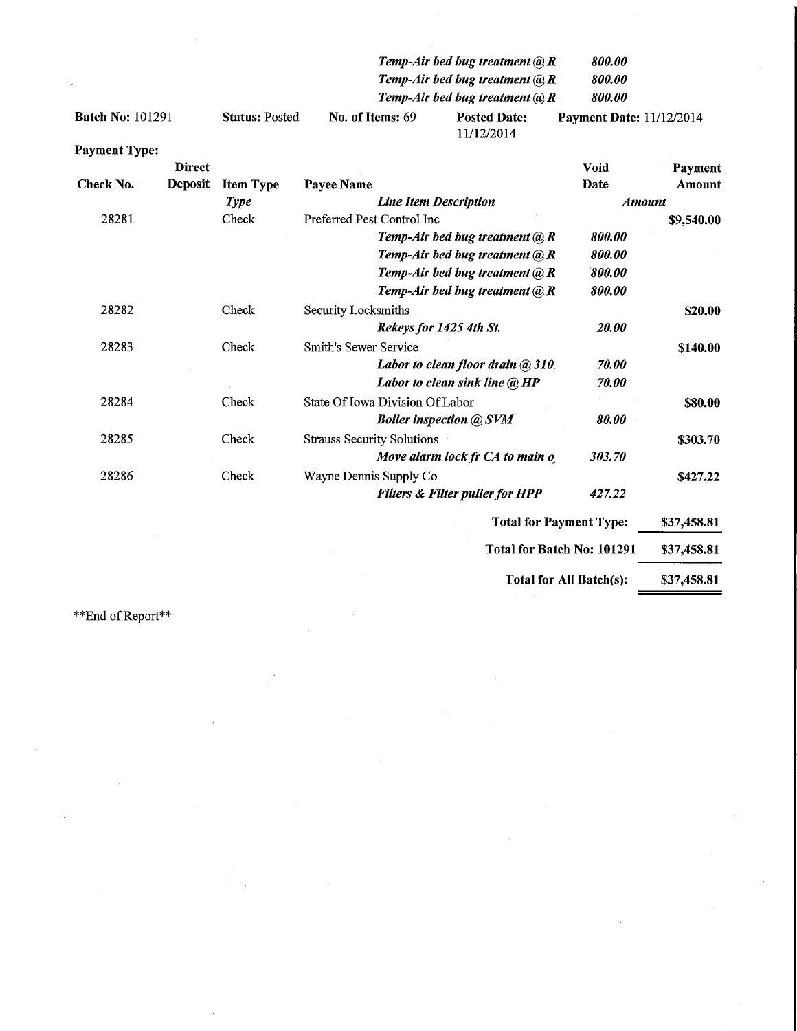| | | | | | | |
|---|---|---|---|---|---|---|
| | | | *Temp-Air bed bug treatment @ R* | | *800.00* | |
| | | | *Temp-Air bed bug treatment @ R* | | *800.00* | |
| | | | *Temp-Air bed bug treatment @ R* | | *800.00* | |

**Batch No:** 101291 **Status:** Posted **No. of Items:** 69 **Posted Date:** 11/12/2014 **Payment Date:** 11/12/2014

**Payment Type:**

| Check No. | Direct Deposit | Item Type | Payee Name | Void Date | Payment Amount |
|---|---|---|---|---|---|
| | | ***Type*** | ***Line Item Description*** | ***Amount*** | |
| 28281 | | Check | Preferred Pest Control Inc | | $9,540.00 |
| | | | *Temp-Air bed bug treatment @ R* | *800.00* | |
| | | | *Temp-Air bed bug treatment @ R* | *800.00* | |
| | | | *Temp-Air bed bug treatment @ R* | *800.00* | |
| | | | *Temp-Air bed bug treatment @ R* | *800.00* | |
| 28282 | | Check | Security Locksmiths | | $20.00 |
| | | | *Rekeys for 1425 4th St.* | *20.00* | |
| 28283 | | Check | Smith's Sewer Service | | $140.00 |
| | | | *Labor to clean floor drain @ 310* | *70.00* | |
| | | | *Labor to clean sink line @ HP* | *70.00* | |
| 28284 | | Check | State Of Iowa Division Of Labor | | $80.00 |
| | | | *Boiler inspection @ SVM* | *80.00* | |
| 28285 | | Check | Strauss Security Solutions | | $303.70 |
| | | | *Move alarm lock fr CA to main o* | *303.70* | |
| 28286 | | Check | Wayne Dennis Supply Co | | $427.22 |
| | | | *Filters & Filter puller for HPP* | *427.22* | |
| | | | | **Total for Payment Type:** | $37,458.81 |
| | | | | **Total for Batch No: 101291** | $37,458.81 |
| | | | | **Total for All Batch(s):** | $37,458.81 |

**End of Report**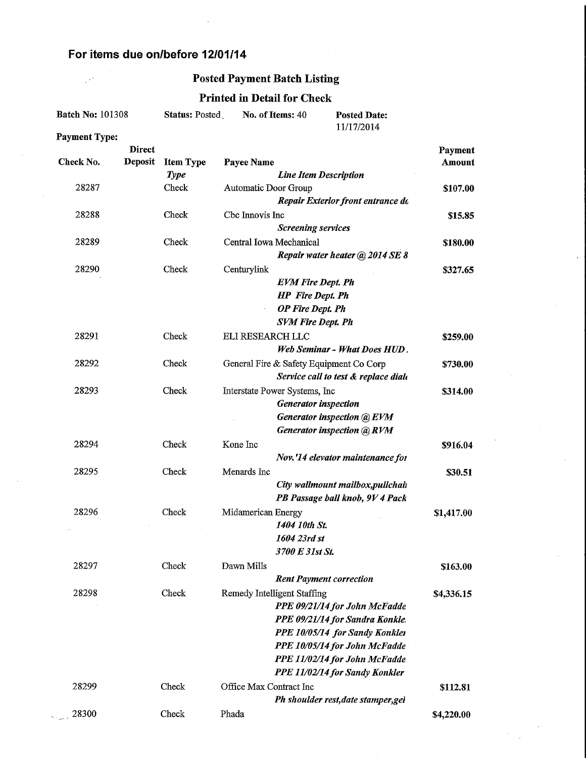## For items due on/before 12/01/14

### Posted Payment Batch Listing

### Printed in Detail for Check

**Batch No:** 101308 **Status:** Posted **No. of Items:** 40 **Posted Date:** 11/17/2014

**Payment Type:**

| Check No. | Direct Deposit | Item Type | Payee Name | Payment Amount |
|---|---|---|---|---|
| | | *Type* | *Line Item Description* | |
| 28287 | | Check | Automatic Door Group | $107.00 |
| | | | *Repair Exterior front entrance dc* | |
| 28288 | | Check | Cbc Innovis Inc | $15.85 |
| | | | *Screening services* | |
| 28289 | | Check | Central Iowa Mechanical | $180.00 |
| | | | *Repair water heater @ 2014 SE 8* | |
| 28290 | | Check | Centurylink | $327.65 |
| | | | *EVM Fire Dept. Ph* | |
| | | | *HP Fire Dept. Ph* | |
| | | | *OP Fire Dept. Ph* | |
| | | | *SVM Fire Dept. Ph* | |
| 28291 | | Check | ELI RESEARCH LLC | $259.00 |
| | | | *Web Seminar - What Does HUD.* | |
| 28292 | | Check | General Fire & Safety Equipment Co Corp | $730.00 |
| | | | *Service call to test & replace dial* | |
| 28293 | | Check | Interstate Power Systems, Inc | $314.00 |
| | | | *Generator inspection* | |
| | | | *Generator inspection @ EVM* | |
| | | | *Generator inspection @ RVM* | |
| 28294 | | Check | Kone Inc | $916.04 |
| | | | *Nov.'14 elevator maintenance for* | |
| 28295 | | Check | Menards Inc | $30.51 |
| | | | *City wallmount mailbox,pullchai* | |
| | | | *PB Passage ball knob, 9V 4 Pack* | |
| 28296 | | Check | Midamerican Energy | $1,417.00 |
| | | | *1404 10th St.* | |
| | | | *1604 23rd st* | |
| | | | *3700 E 31st St.* | |
| 28297 | | Check | Dawn Mills | $163.00 |
| | | | *Rent Payment correction* | |
| 28298 | | Check | Remedy Intelligent Staffing | $4,336.15 |
| | | | *PPE 09/21/14 for John McFadde* | |
| | | | *PPE 09/21/14 for Sandra Konkle* | |
| | | | *PPE 10/05/14 for Sandy Konkler* | |
| | | | *PPE 10/05/14 for John McFadde* | |
| | | | *PPE 11/02/14 for John McFadde* | |
| | | | *PPE 11/02/14 for Sandy Konkler* | |
| 28299 | | Check | Office Max Contract Inc | $112.81 |
| | | | *Ph shoulder rest,date stamper,gel* | |
| 28300 | | Check | Phada | $4,220.00 |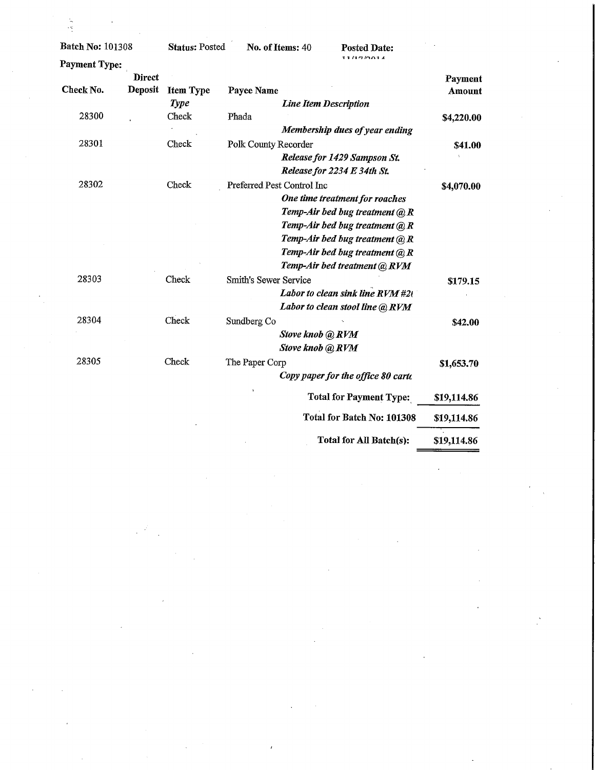**Batch No:** 101308 **Status:** Posted **No. of Items:** 40 **Posted Date:** 11/17/2014

**Payment Type:**

| Check No. | Direct Deposit | Item Type *Type* | Payee Name *Line Item Description* | Payment Amount |
|---|---|---|---|---|
| 28300 | | Check | Phada | **$4,220.00** |
| | | | ***Membership dues of year ending*** | |
| 28301 | | Check | Polk County Recorder | **$41.00** |
| | | | ***Release for 1429 Sampson St.*** | |
| | | | ***Release for 2234 E 34th St.*** | |
| 28302 | | Check | Preferred Pest Control Inc | **$4,070.00** |
| | | | ***One time treatment for roaches*** | |
| | | | ***Temp-Air bed bug treatment @ R*** | |
| | | | ***Temp-Air bed bug treatment @ R*** | |
| | | | ***Temp-Air bed bug treatment @ R*** | |
| | | | ***Temp-Air bed bug treatment @ R*** | |
| | | | ***Temp-Air bed treatment @ RVM*** | |
| 28303 | | Check | Smith's Sewer Service | **$179.15** |
| | | | ***Labor to clean sink line RVM #2(*** | |
| | | | ***Labor to clean stool line @ RVM*** | |
| 28304 | | Check | Sundberg Co | **$42.00** |
| | | | ***Stove knob @ RVM*** | |
| | | | ***Stove knob @ RVM*** | |
| 28305 | | Check | The Paper Corp | **$1,653.70** |
| | | | ***Copy paper for the office 80 cartc*** | |
| | | | **Total for Payment Type:** | **$19,114.86** |
| | | | **Total for Batch No: 101308** | **$19,114.86** |
| | | | **Total for All Batch(s):** | **$19,114.86** |